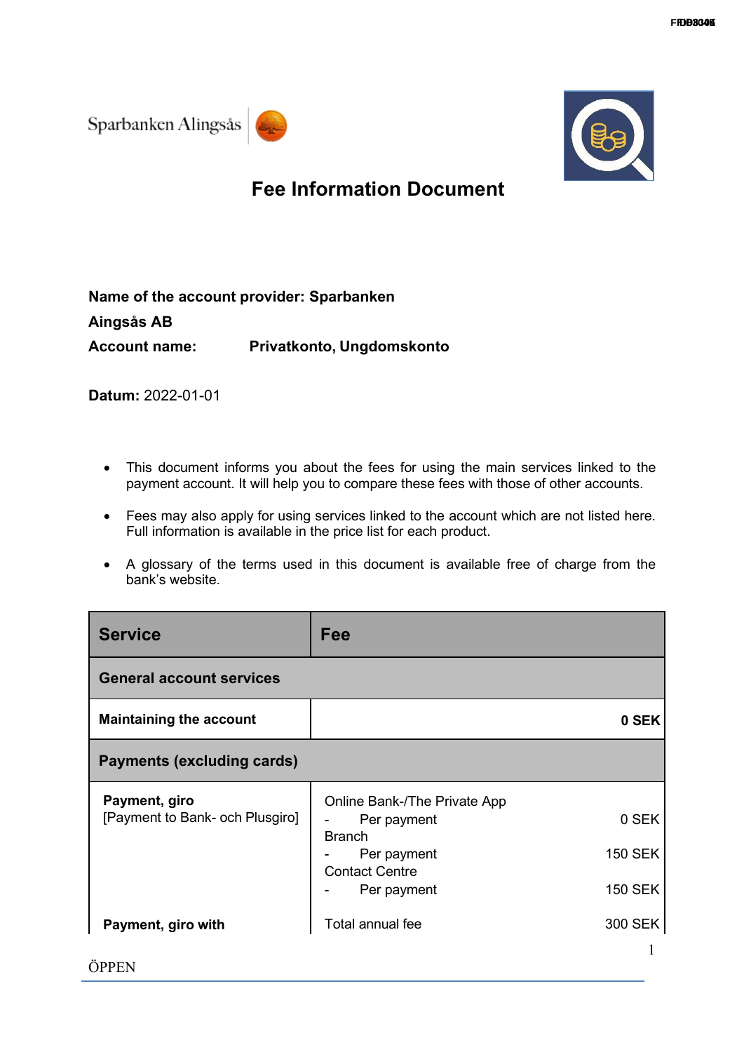Sparbanken Alingsås

# Fee Information Document

**Name of the account provider: Sparbanken Aingsås AB**

**Account name:** **Privatkonto, Ungdomskonto**

**Datum:** 2022-01-01

- This document informs you about the fees for using the main services linked to the payment account. It will help you to compare these fees with those of other accounts.
- Fees may also apply for using services linked to the account which are not listed here. Full information is available in the price list for each product.
- A glossary of the terms used in this document is available free of charge from the bank's website.

| Service | Fee | |
|---|---|---|
| **General account services** | | |
| **Maintaining the account** | | **0 SEK** |
| **Payments (excluding cards)** | | |
| **Payment, giro**<br>[Payment to Bank- och Plusgiro] | Online Bank-/The Private App | |
| | - Per payment | 0 SEK |
| | Branch | |
| | - Per payment | 150 SEK |
| | Contact Centre | |
| | - Per payment | 150 SEK |
| **Payment, giro with** | Total annual fee | 300 SEK |

ÖPPEN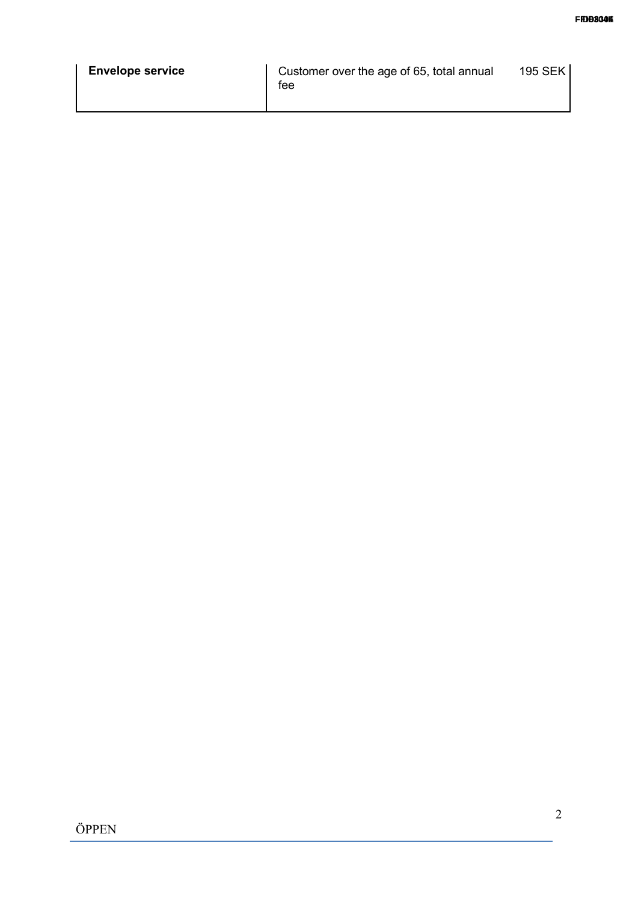| | | |
|---|---|---|
| **Envelope service** | Customer over the age of 65, total annual fee | 195 SEK |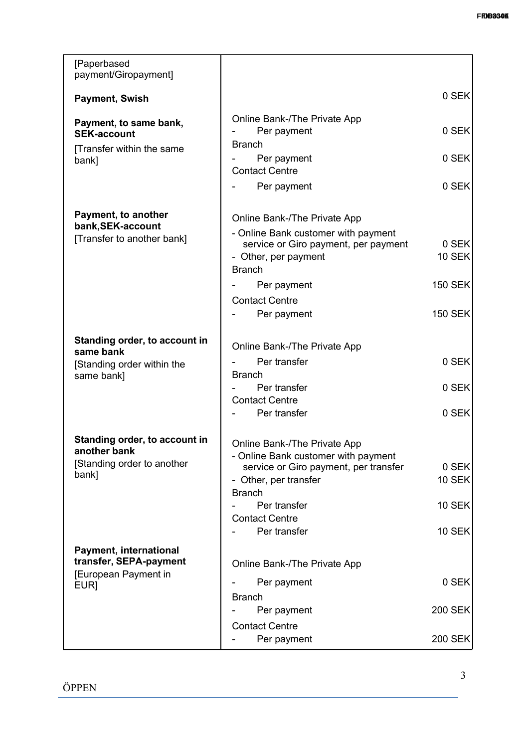| | |
|---|---|
| [Paperbased payment/Giropayment] | |
| **Payment, Swish** | 0 SEK |
| **Payment, to same bank, SEK-account**<br>[Transfer within the same bank] | Online Bank-/The Private App<br>- Per payment 0 SEK<br>Branch<br>- Per payment 0 SEK<br>Contact Centre<br>- Per payment 0 SEK |
| **Payment, to another bank,SEK-account**<br>[Transfer to another bank] | Online Bank-/The Private App<br>- Online Bank customer with payment service or Giro payment, per payment 0 SEK<br>- Other, per payment 10 SEK<br>Branch<br>- Per payment 150 SEK<br>Contact Centre<br>- Per payment 150 SEK |
| **Standing order, to account in same bank**<br>[Standing order within the same bank] | Online Bank-/The Private App<br>- Per transfer 0 SEK<br>Branch<br>- Per transfer 0 SEK<br>Contact Centre<br>- Per transfer 0 SEK |
| **Standing order, to account in another bank**<br>[Standing order to another bank] | Online Bank-/The Private App<br>- Online Bank customer with payment service or Giro payment, per transfer 0 SEK<br>- Other, per transfer 10 SEK<br>Branch<br>- Per transfer 10 SEK<br>Contact Centre<br>- Per transfer 10 SEK |
| **Payment, international transfer, SEPA-payment**<br>[European Payment in EUR] | Online Bank-/The Private App<br>- Per payment 0 SEK<br>Branch<br>- Per payment 200 SEK<br>Contact Centre<br>- Per payment 200 SEK |

ÖPPEN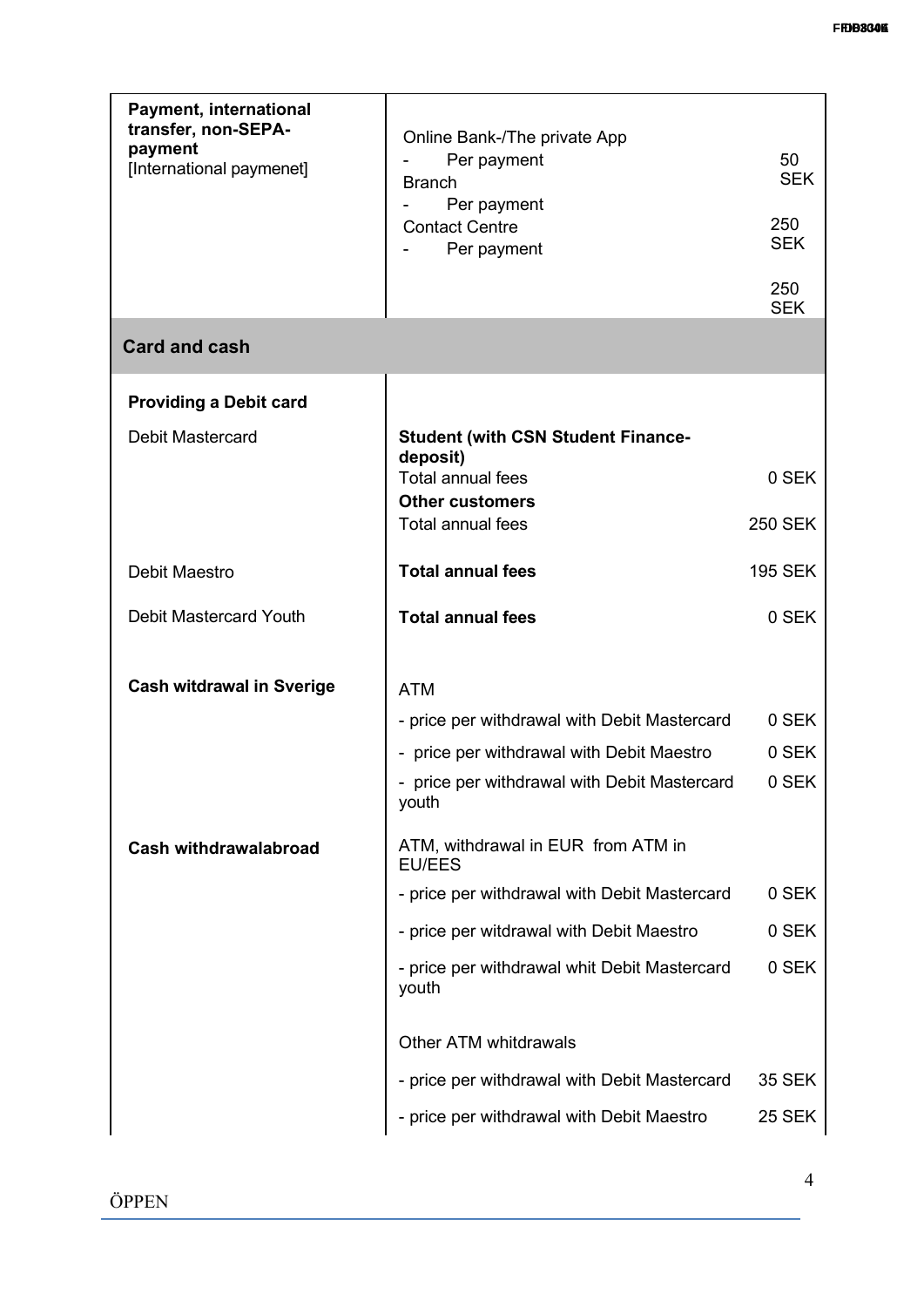| | | |
|---|---|---|
| **Payment, international transfer, non-SEPA-payment** [International paymenet] | Online Bank-/The private App | |
| | - Per payment | 50 SEK |
| | Branch | |
| | - Per payment | 250 SEK |
| | Contact Centre | |
| | - Per payment | 250 SEK |
| **Card and cash** | | |
| **Providing a Debit card** | | |
| Debit Mastercard | **Student (with CSN Student Finance-deposit)** | |
| | Total annual fees | 0 SEK |
| | **Other customers** | |
| | Total annual fees | 250 SEK |
| Debit Maestro | **Total annual fees** | 195 SEK |
| Debit Mastercard Youth | **Total annual fees** | 0 SEK |
| **Cash witdrawal in Sverige** | ATM | |
| | - price per withdrawal with Debit Mastercard | 0 SEK |
| | - price per withdrawal with Debit Maestro | 0 SEK |
| | - price per withdrawal with Debit Mastercard youth | 0 SEK |
| **Cash withdrawalabroad** | ATM, withdrawal in EUR from ATM in EU/EES | |
| | - price per withdrawal with Debit Mastercard | 0 SEK |
| | - price per witdrawal with Debit Maestro | 0 SEK |
| | - price per withdrawal whit Debit Mastercard youth | 0 SEK |
| | Other ATM whitdrawals | |
| | - price per withdrawal with Debit Mastercard | 35 SEK |
| | - price per withdrawal with Debit Maestro | 25 SEK |

ÖPPEN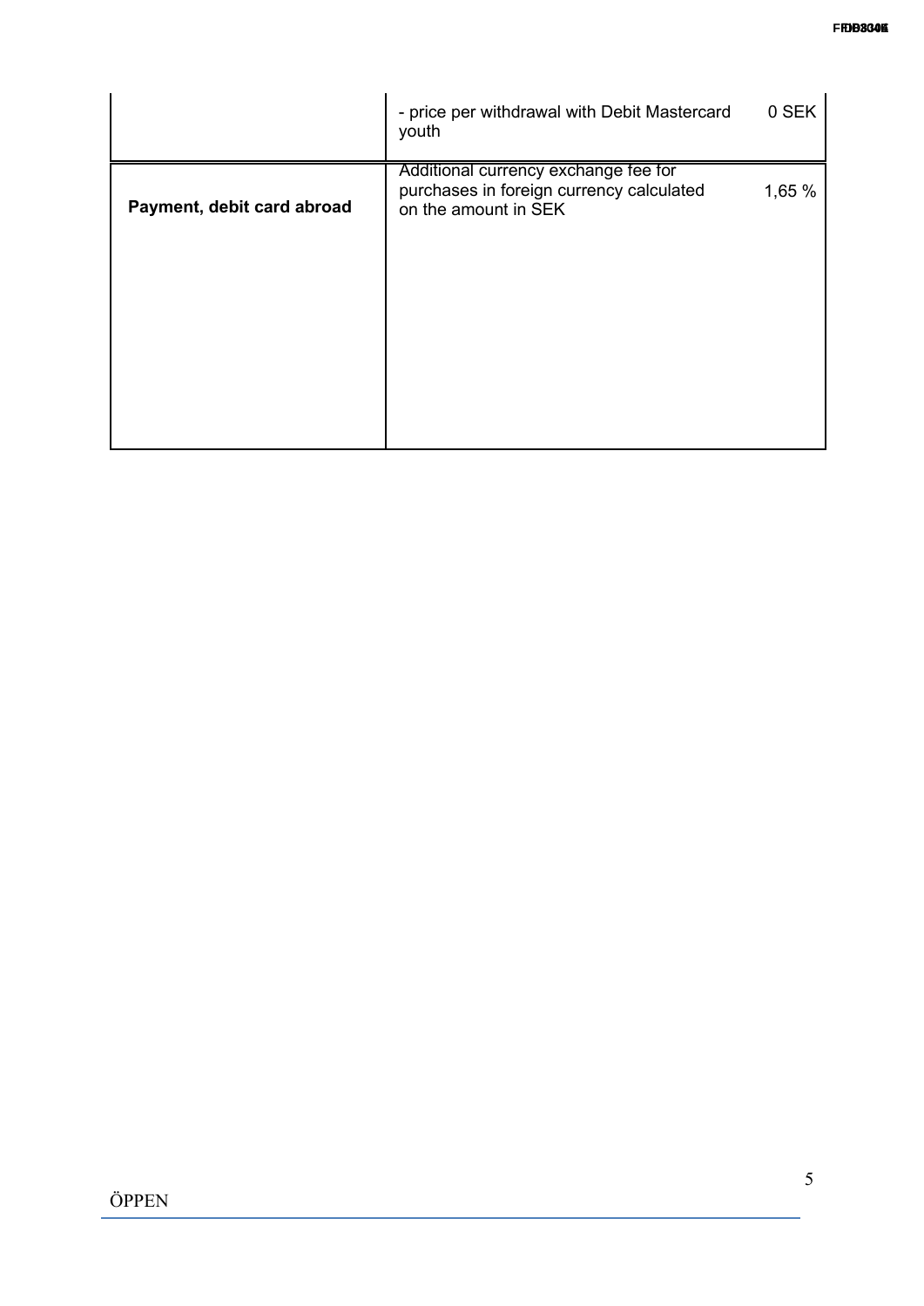| | | |
|---|---|---|
| | - price per withdrawal with Debit Mastercard youth | 0 SEK |
| **Payment, debit card abroad** | Additional currency exchange fee for purchases in foreign currency calculated on the amount in SEK | 1,65 % |

ÖPPEN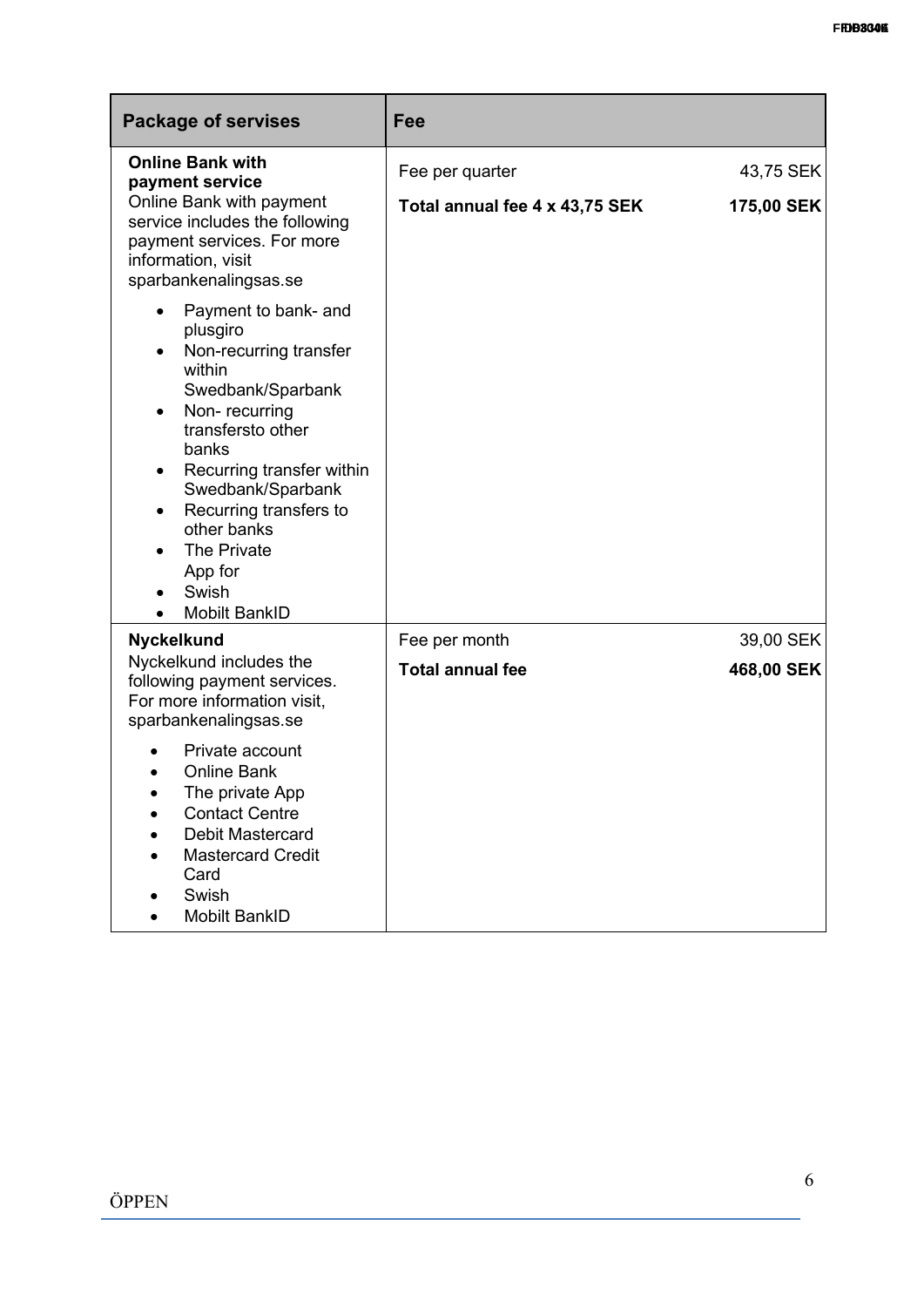| Package of servises | Fee | |
|---|---|---|
| **Online Bank with payment service**<br>Online Bank with payment service includes the following payment services. For more information, visit sparbankenalingsas.se<br>• Payment to bank- and plusgiro<br>• Non-recurring transfer within Swedbank/Sparbank<br>• Non- recurring transfersto other banks<br>• Recurring transfer within Swedbank/Sparbank<br>• Recurring transfers to other banks<br>• The Private App for<br>• Swish<br>• Mobilt BankID | Fee per quarter<br>**Total annual fee 4 x 43,75 SEK** | 43,75 SEK<br>**175,00 SEK** |
| **Nyckelkund**<br>Nyckelkund includes the following payment services. For more information visit, sparbankenalingsas.se<br>• Private account<br>• Online Bank<br>• The private App<br>• Contact Centre<br>• Debit Mastercard<br>• Mastercard Credit Card<br>• Swish<br>• Mobilt BankID | Fee per month<br>**Total annual fee** | 39,00 SEK<br>**468,00 SEK** |

ÖPPEN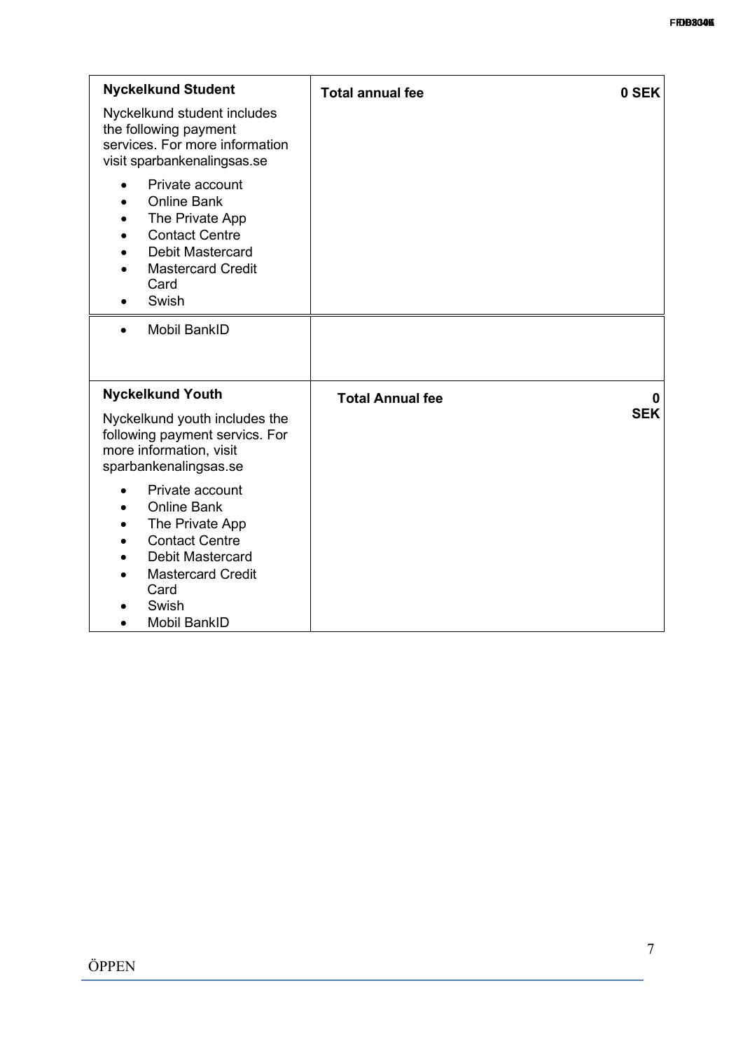| **Nyckelkund Student**<br><br>Nyckelkund student includes the following payment services. For more information visit sparbankenalingsas.se<br><br>• Private account<br>• Online Bank<br>• The Private App<br>• Contact Centre<br>• Debit Mastercard<br>• Mastercard Credit Card<br>• Swish<br>• Mobil BankID | **Total annual fee** | **0 SEK** |
|---|---|---|
| **Nyckelkund Youth**<br><br>Nyckelkund youth includes the following payment servics. For more information, visit sparbankenalingsas.se<br><br>• Private account<br>• Online Bank<br>• The Private App<br>• Contact Centre<br>• Debit Mastercard<br>• Mastercard Credit Card<br>• Swish<br>• Mobil BankID | **Total Annual fee** | **0 SEK** |

ÖPPEN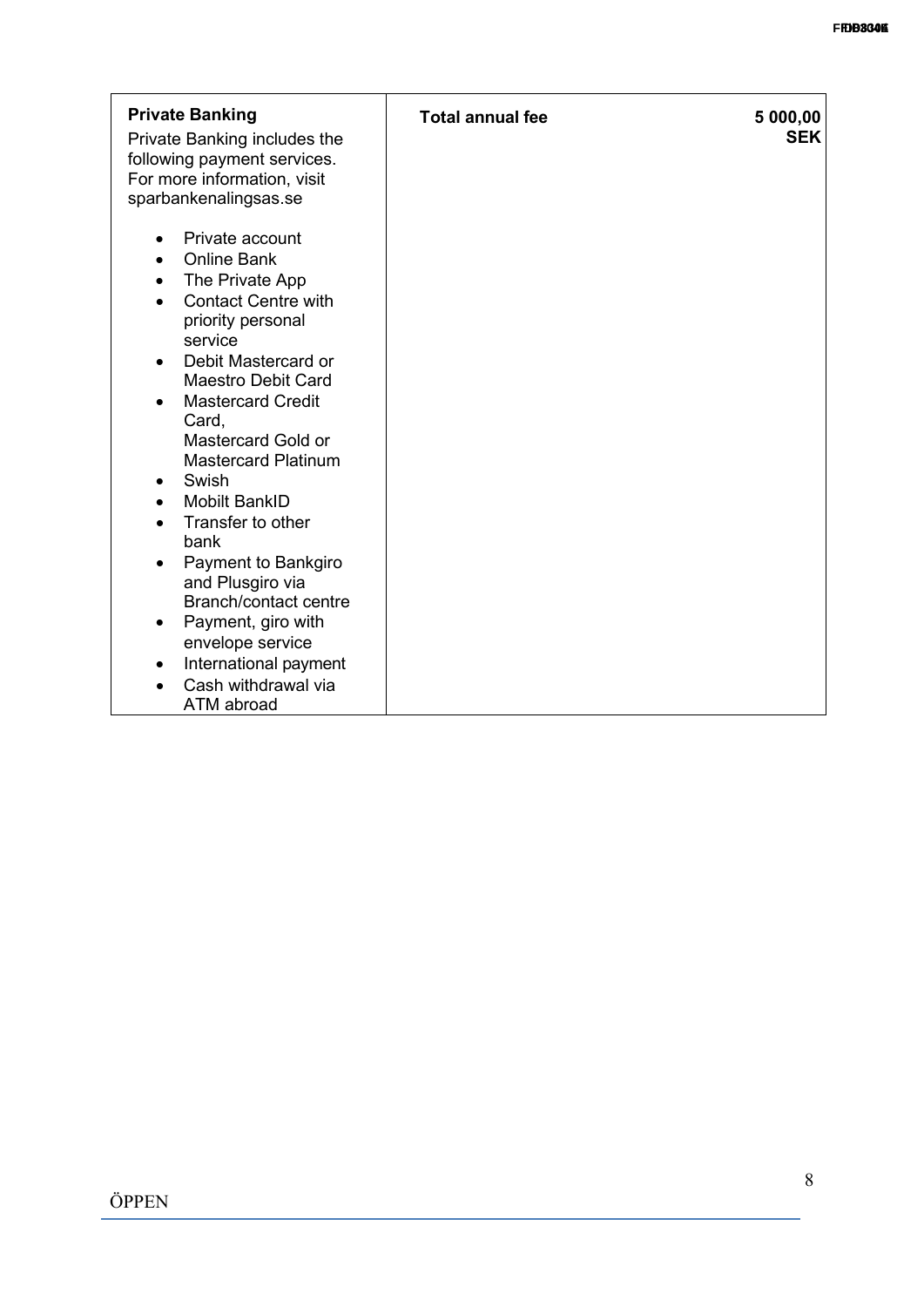| | | |
|---|---|---|
| **Private Banking**<br>Private Banking includes the following payment services. For more information, visit sparbankenalingsas.se<br><br>• Private account<br>• Online Bank<br>• The Private App<br>• Contact Centre with priority personal service<br>• Debit Mastercard or Maestro Debit Card<br>• Mastercard Credit Card, Mastercard Gold or Mastercard Platinum<br>• Swish<br>• Mobilt BankID<br>• Transfer to other bank<br>• Payment to Bankgiro and Plusgiro via Branch/contact centre<br>• Payment, giro with envelope service<br>• International payment<br>• Cash withdrawal via ATM abroad | **Total annual fee** | **5 000,00 SEK** |

ÖPPEN